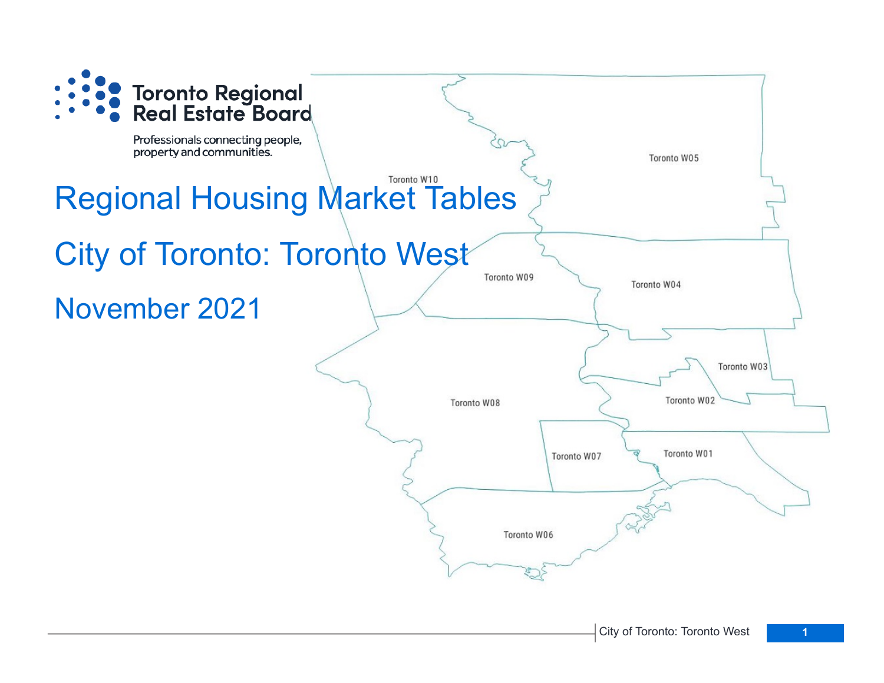Toronto Regional Real Estate Board

Professionals connecting people, property and communities.

# Regional Housing Market Tables

## City of Toronto: Toronto West

## November 2021

Toronto W10
Toronto W05
Toronto W09
Toronto W04
Toronto W03
Toronto W08
Toronto W02
Toronto W07
Toronto W01
Toronto W06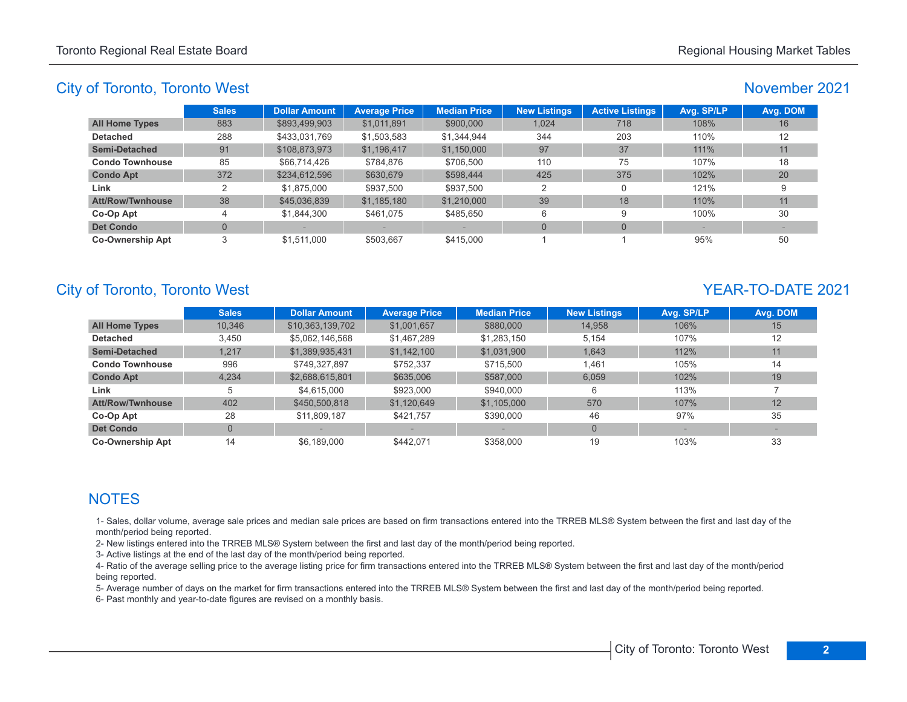## City of Toronto, Toronto West

## November 2021

| | Sales | Dollar Amount | Average Price | Median Price | New Listings | Active Listings | Avg. SP/LP | Avg. DOM |
|---|---|---|---|---|---|---|---|---|
| **All Home Types** | 883 | $893,499,903 | $1,011,891 | $900,000 | 1,024 | 718 | 108% | 16 |
| **Detached** | 288 | $433,031,769 | $1,503,583 | $1,344,944 | 344 | 203 | 110% | 12 |
| **Semi-Detached** | 91 | $108,873,973 | $1,196,417 | $1,150,000 | 97 | 37 | 111% | 11 |
| **Condo Townhouse** | 85 | $66,714,426 | $784,876 | $706,500 | 110 | 75 | 107% | 18 |
| **Condo Apt** | 372 | $234,612,596 | $630,679 | $598,444 | 425 | 375 | 102% | 20 |
| **Link** | 2 | $1,875,000 | $937,500 | $937,500 | 2 | 0 | 121% | 9 |
| **Att/Row/Twnhouse** | 38 | $45,036,839 | $1,185,180 | $1,210,000 | 39 | 18 | 110% | 11 |
| **Co-Op Apt** | 4 | $1,844,300 | $461,075 | $485,650 | 6 | 9 | 100% | 30 |
| **Det Condo** | 0 | - | - | - | 0 | 0 | - | - |
| **Co-Ownership Apt** | 3 | $1,511,000 | $503,667 | $415,000 | 1 | 1 | 95% | 50 |

## City of Toronto, Toronto West

## YEAR-TO-DATE 2021

| | Sales | Dollar Amount | Average Price | Median Price | New Listings | Avg. SP/LP | Avg. DOM |
|---|---|---|---|---|---|---|---|
| **All Home Types** | 10,346 | $10,363,139,702 | $1,001,657 | $880,000 | 14,958 | 106% | 15 |
| **Detached** | 3,450 | $5,062,146,568 | $1,467,289 | $1,283,150 | 5,154 | 107% | 12 |
| **Semi-Detached** | 1,217 | $1,389,935,431 | $1,142,100 | $1,031,900 | 1,643 | 112% | 11 |
| **Condo Townhouse** | 996 | $749,327,897 | $752,337 | $715,500 | 1,461 | 105% | 14 |
| **Condo Apt** | 4,234 | $2,688,615,801 | $635,006 | $587,000 | 6,059 | 102% | 19 |
| **Link** | 5 | $4,615,000 | $923,000 | $940,000 | 6 | 113% | 7 |
| **Att/Row/Twnhouse** | 402 | $450,500,818 | $1,120,649 | $1,105,000 | 570 | 107% | 12 |
| **Co-Op Apt** | 28 | $11,809,187 | $421,757 | $390,000 | 46 | 97% | 35 |
| **Det Condo** | 0 | - | - | - | 0 | - | - |
| **Co-Ownership Apt** | 14 | $6,189,000 | $442,071 | $358,000 | 19 | 103% | 33 |

## NOTES

1- Sales, dollar volume, average sale prices and median sale prices are based on firm transactions entered into the TRREB MLS® System between the first and last day of the month/period being reported.

2- New listings entered into the TRREB MLS® System between the first and last day of the month/period being reported.

3- Active listings at the end of the last day of the month/period being reported.

4- Ratio of the average selling price to the average listing price for firm transactions entered into the TRREB MLS® System between the first and last day of the month/period being reported.

5- Average number of days on the market for firm transactions entered into the TRREB MLS® System between the first and last day of the month/period being reported.

6- Past monthly and year-to-date figures are revised on a monthly basis.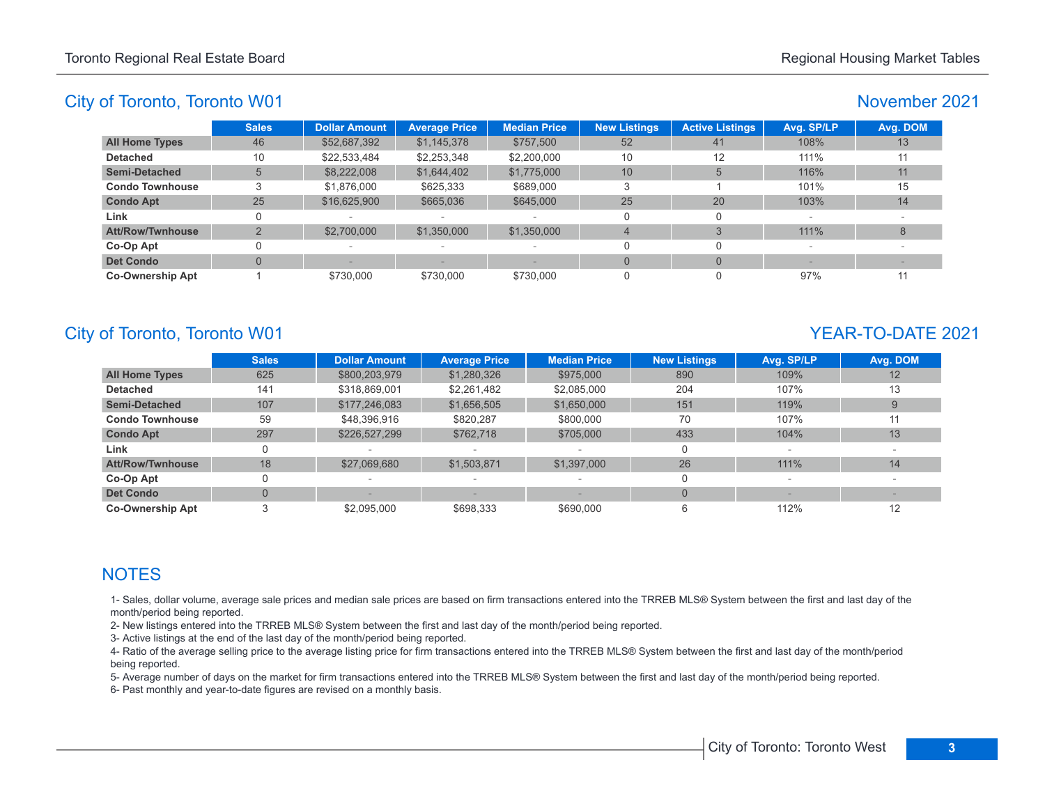## City of Toronto, Toronto W01

### November 2021

| | Sales | Dollar Amount | Average Price | Median Price | New Listings | Active Listings | Avg. SP/LP | Avg. DOM |
|---|---|---|---|---|---|---|---|---|
| **All Home Types** | 46 | $52,687,392 | $1,145,378 | $757,500 | 52 | 41 | 108% | 13 |
| **Detached** | 10 | $22,533,484 | $2,253,348 | $2,200,000 | 10 | 12 | 111% | 11 |
| **Semi-Detached** | 5 | $8,222,008 | $1,644,402 | $1,775,000 | 10 | 5 | 116% | 11 |
| **Condo Townhouse** | 3 | $1,876,000 | $625,333 | $689,000 | 3 | 1 | 101% | 15 |
| **Condo Apt** | 25 | $16,625,900 | $665,036 | $645,000 | 25 | 20 | 103% | 14 |
| **Link** | 0 | - | - | - | 0 | 0 | - | - |
| **Att/Row/Twnhouse** | 2 | $2,700,000 | $1,350,000 | $1,350,000 | 4 | 3 | 111% | 8 |
| **Co-Op Apt** | 0 | - | - | - | 0 | 0 | - | - |
| **Det Condo** | 0 | - | - | - | 0 | 0 | - | - |
| **Co-Ownership Apt** | 1 | $730,000 | $730,000 | $730,000 | 0 | 0 | 97% | 11 |

## City of Toronto, Toronto W01

### YEAR-TO-DATE 2021

| | Sales | Dollar Amount | Average Price | Median Price | New Listings | Avg. SP/LP | Avg. DOM |
|---|---|---|---|---|---|---|---|
| **All Home Types** | 625 | $800,203,979 | $1,280,326 | $975,000 | 890 | 109% | 12 |
| **Detached** | 141 | $318,869,001 | $2,261,482 | $2,085,000 | 204 | 107% | 13 |
| **Semi-Detached** | 107 | $177,246,083 | $1,656,505 | $1,650,000 | 151 | 119% | 9 |
| **Condo Townhouse** | 59 | $48,396,916 | $820,287 | $800,000 | 70 | 107% | 11 |
| **Condo Apt** | 297 | $226,527,299 | $762,718 | $705,000 | 433 | 104% | 13 |
| **Link** | 0 | - | - | - | 0 | - | - |
| **Att/Row/Twnhouse** | 18 | $27,069,680 | $1,503,871 | $1,397,000 | 26 | 111% | 14 |
| **Co-Op Apt** | 0 | - | - | - | 0 | - | - |
| **Det Condo** | 0 | - | - | - | 0 | - | - |
| **Co-Ownership Apt** | 3 | $2,095,000 | $698,333 | $690,000 | 6 | 112% | 12 |

## NOTES

1- Sales, dollar volume, average sale prices and median sale prices are based on firm transactions entered into the TRREB MLS® System between the first and last day of the month/period being reported.

2- New listings entered into the TRREB MLS® System between the first and last day of the month/period being reported.

3- Active listings at the end of the last day of the month/period being reported.

4- Ratio of the average selling price to the average listing price for firm transactions entered into the TRREB MLS® System between the first and last day of the month/period being reported.

5- Average number of days on the market for firm transactions entered into the TRREB MLS® System between the first and last day of the month/period being reported.

6- Past monthly and year-to-date figures are revised on a monthly basis.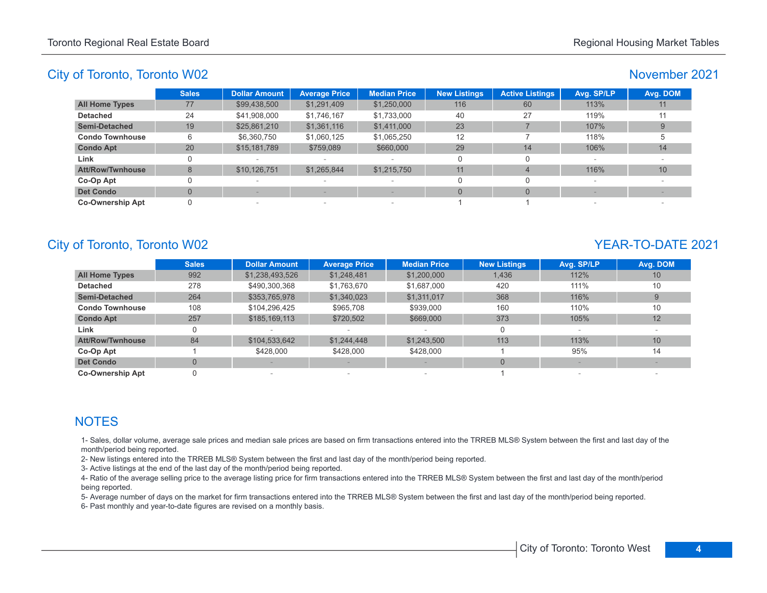## City of Toronto, Toronto W02

### November 2021

| | Sales | Dollar Amount | Average Price | Median Price | New Listings | Active Listings | Avg. SP/LP | Avg. DOM |
|---|---|---|---|---|---|---|---|---|
| **All Home Types** | 77 | $99,438,500 | $1,291,409 | $1,250,000 | 116 | 60 | 113% | 11 |
| **Detached** | 24 | $41,908,000 | $1,746,167 | $1,733,000 | 40 | 27 | 119% | 11 |
| **Semi-Detached** | 19 | $25,861,210 | $1,361,116 | $1,411,000 | 23 | 7 | 107% | 9 |
| **Condo Townhouse** | 6 | $6,360,750 | $1,060,125 | $1,065,250 | 12 | 7 | 118% | 5 |
| **Condo Apt** | 20 | $15,181,789 | $759,089 | $660,000 | 29 | 14 | 106% | 14 |
| **Link** | 0 | - | - | - | 0 | 0 | - | - |
| **Att/Row/Twnhouse** | 8 | $10,126,751 | $1,265,844 | $1,215,750 | 11 | 4 | 116% | 10 |
| **Co-Op Apt** | 0 | - | - | - | 0 | 0 | - | - |
| **Det Condo** | 0 | - | - | - | 0 | 0 | - | - |
| **Co-Ownership Apt** | 0 | - | - | - | 1 | 1 | - | - |

## City of Toronto, Toronto W02

### YEAR-TO-DATE 2021

| | Sales | Dollar Amount | Average Price | Median Price | New Listings | Avg. SP/LP | Avg. DOM |
|---|---|---|---|---|---|---|---|
| **All Home Types** | 992 | $1,238,493,526 | $1,248,481 | $1,200,000 | 1,436 | 112% | 10 |
| **Detached** | 278 | $490,300,368 | $1,763,670 | $1,687,000 | 420 | 111% | 10 |
| **Semi-Detached** | 264 | $353,765,978 | $1,340,023 | $1,311,017 | 368 | 116% | 9 |
| **Condo Townhouse** | 108 | $104,296,425 | $965,708 | $939,000 | 160 | 110% | 10 |
| **Condo Apt** | 257 | $185,169,113 | $720,502 | $669,000 | 373 | 105% | 12 |
| **Link** | 0 | - | - | - | 0 | - | - |
| **Att/Row/Twnhouse** | 84 | $104,533,642 | $1,244,448 | $1,243,500 | 113 | 113% | 10 |
| **Co-Op Apt** | 1 | $428,000 | $428,000 | $428,000 | 1 | 95% | 14 |
| **Det Condo** | 0 | - | - | - | 0 | - | - |
| **Co-Ownership Apt** | 0 | - | - | - | 1 | - | - |

## NOTES

1- Sales, dollar volume, average sale prices and median sale prices are based on firm transactions entered into the TRREB MLS® System between the first and last day of the month/period being reported.

2- New listings entered into the TRREB MLS® System between the first and last day of the month/period being reported.

3- Active listings at the end of the last day of the month/period being reported.

4- Ratio of the average selling price to the average listing price for firm transactions entered into the TRREB MLS® System between the first and last day of the month/period being reported.

5- Average number of days on the market for firm transactions entered into the TRREB MLS® System between the first and last day of the month/period being reported.

6- Past monthly and year-to-date figures are revised on a monthly basis.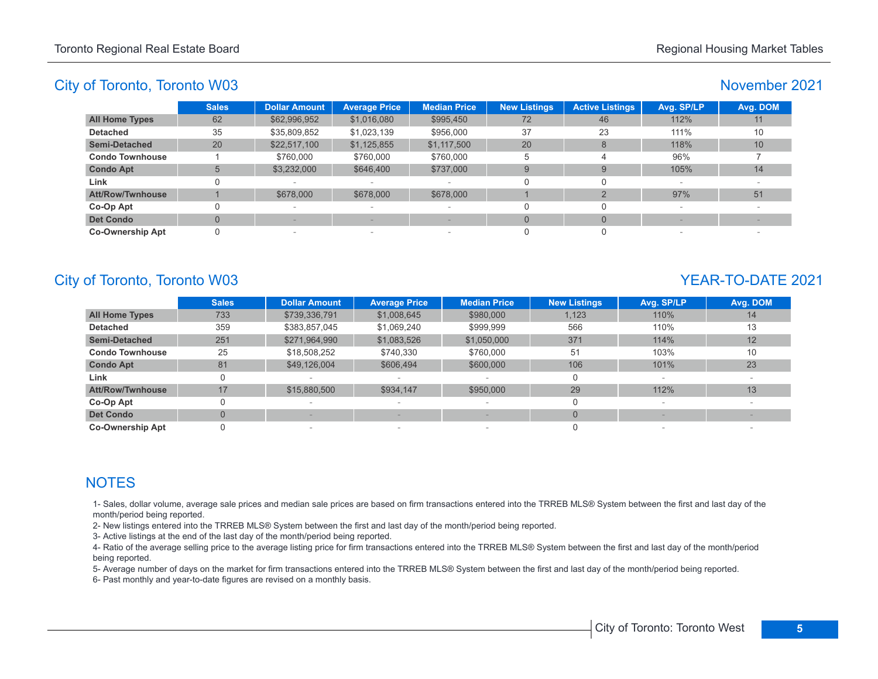## City of Toronto, Toronto W03

## November 2021

| | Sales | Dollar Amount | Average Price | Median Price | New Listings | Active Listings | Avg. SP/LP | Avg. DOM |
|---|---|---|---|---|---|---|---|---|
| **All Home Types** | 62 | $62,996,952 | $1,016,080 | $995,450 | 72 | 46 | 112% | 11 |
| **Detached** | 35 | $35,809,852 | $1,023,139 | $956,000 | 37 | 23 | 111% | 10 |
| **Semi-Detached** | 20 | $22,517,100 | $1,125,855 | $1,117,500 | 20 | 8 | 118% | 10 |
| **Condo Townhouse** | 1 | $760,000 | $760,000 | $760,000 | 5 | 4 | 96% | 7 |
| **Condo Apt** | 5 | $3,232,000 | $646,400 | $737,000 | 9 | 9 | 105% | 14 |
| **Link** | 0 | - | - | - | 0 | 0 | - | - |
| **Att/Row/Twnhouse** | 1 | $678,000 | $678,000 | $678,000 | 1 | 2 | 97% | 51 |
| **Co-Op Apt** | 0 | - | - | - | 0 | 0 | - | - |
| **Det Condo** | 0 | - | - | - | 0 | 0 | - | - |
| **Co-Ownership Apt** | 0 | - | - | - | 0 | 0 | - | - |

## City of Toronto, Toronto W03

## YEAR-TO-DATE 2021

| | Sales | Dollar Amount | Average Price | Median Price | New Listings | Avg. SP/LP | Avg. DOM |
|---|---|---|---|---|---|---|---|
| **All Home Types** | 733 | $739,336,791 | $1,008,645 | $980,000 | 1,123 | 110% | 14 |
| **Detached** | 359 | $383,857,045 | $1,069,240 | $999,999 | 566 | 110% | 13 |
| **Semi-Detached** | 251 | $271,964,990 | $1,083,526 | $1,050,000 | 371 | 114% | 12 |
| **Condo Townhouse** | 25 | $18,508,252 | $740,330 | $760,000 | 51 | 103% | 10 |
| **Condo Apt** | 81 | $49,126,004 | $606,494 | $600,000 | 106 | 101% | 23 |
| **Link** | 0 | - | - | - | 0 | - | - |
| **Att/Row/Twnhouse** | 17 | $15,880,500 | $934,147 | $950,000 | 29 | 112% | 13 |
| **Co-Op Apt** | 0 | - | - | - | 0 | - | - |
| **Det Condo** | 0 | - | - | - | 0 | - | - |
| **Co-Ownership Apt** | 0 | - | - | - | 0 | - | - |

## NOTES

1- Sales, dollar volume, average sale prices and median sale prices are based on firm transactions entered into the TRREB MLS® System between the first and last day of the month/period being reported.

2- New listings entered into the TRREB MLS® System between the first and last day of the month/period being reported.

3- Active listings at the end of the last day of the month/period being reported.

4- Ratio of the average selling price to the average listing price for firm transactions entered into the TRREB MLS® System between the first and last day of the month/period being reported.

5- Average number of days on the market for firm transactions entered into the TRREB MLS® System between the first and last day of the month/period being reported.

6- Past monthly and year-to-date figures are revised on a monthly basis.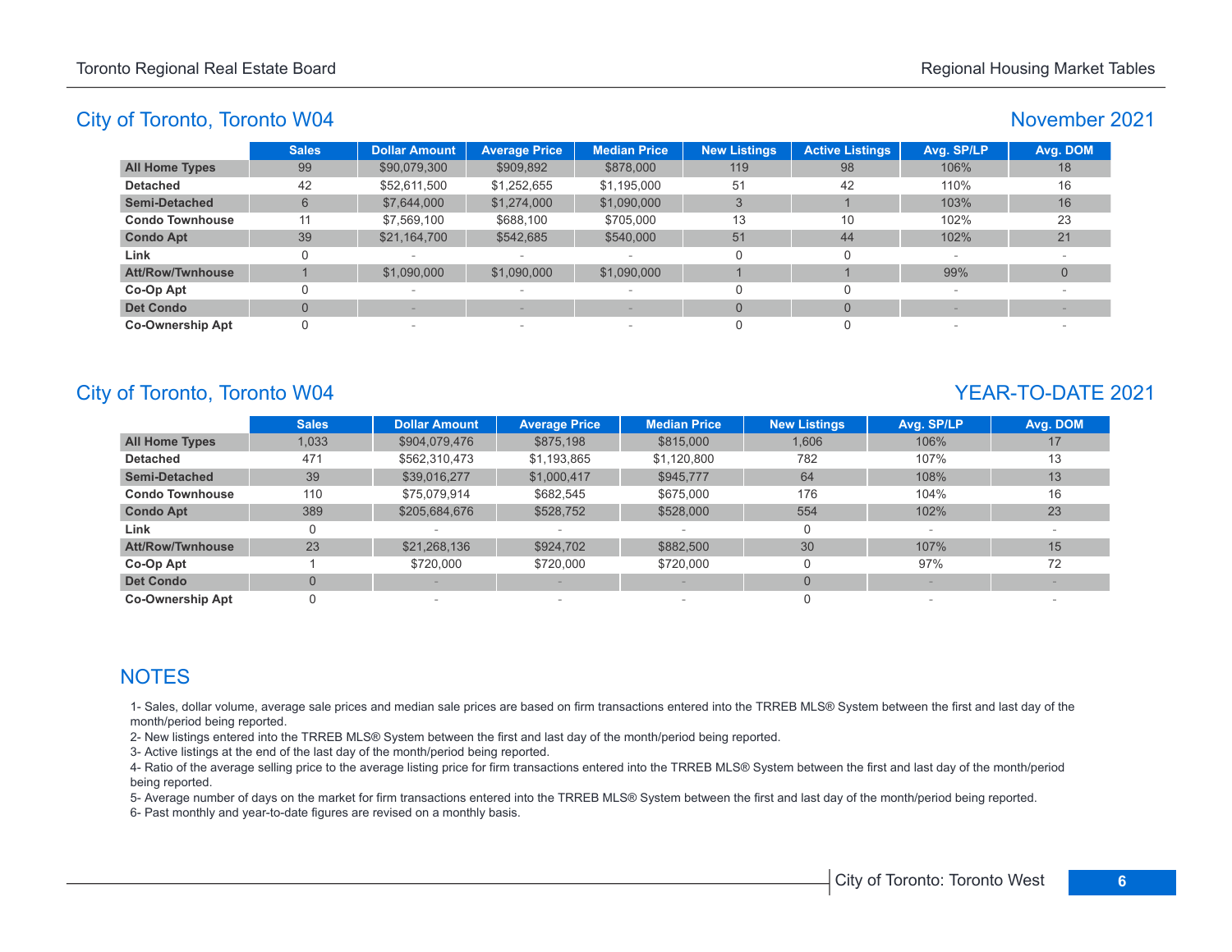## City of Toronto, Toronto W04

### November 2021

| | Sales | Dollar Amount | Average Price | Median Price | New Listings | Active Listings | Avg. SP/LP | Avg. DOM |
|---|---|---|---|---|---|---|---|---|
| **All Home Types** | 99 | $90,079,300 | $909,892 | $878,000 | 119 | 98 | 106% | 18 |
| **Detached** | 42 | $52,611,500 | $1,252,655 | $1,195,000 | 51 | 42 | 110% | 16 |
| **Semi-Detached** | 6 | $7,644,000 | $1,274,000 | $1,090,000 | 3 | 1 | 103% | 16 |
| **Condo Townhouse** | 11 | $7,569,100 | $688,100 | $705,000 | 13 | 10 | 102% | 23 |
| **Condo Apt** | 39 | $21,164,700 | $542,685 | $540,000 | 51 | 44 | 102% | 21 |
| **Link** | 0 | - | - | - | 0 | 0 | - | - |
| **Att/Row/Twnhouse** | 1 | $1,090,000 | $1,090,000 | $1,090,000 | 1 | 1 | 99% | 0 |
| **Co-Op Apt** | 0 | - | - | - | 0 | 0 | - | - |
| **Det Condo** | 0 | - | - | - | 0 | 0 | - | - |
| **Co-Ownership Apt** | 0 | - | - | - | 0 | 0 | - | - |

## City of Toronto, Toronto W04

### YEAR-TO-DATE 2021

| | Sales | Dollar Amount | Average Price | Median Price | New Listings | Avg. SP/LP | Avg. DOM |
|---|---|---|---|---|---|---|---|
| **All Home Types** | 1,033 | $904,079,476 | $875,198 | $815,000 | 1,606 | 106% | 17 |
| **Detached** | 471 | $562,310,473 | $1,193,865 | $1,120,800 | 782 | 107% | 13 |
| **Semi-Detached** | 39 | $39,016,277 | $1,000,417 | $945,777 | 64 | 108% | 13 |
| **Condo Townhouse** | 110 | $75,079,914 | $682,545 | $675,000 | 176 | 104% | 16 |
| **Condo Apt** | 389 | $205,684,676 | $528,752 | $528,000 | 554 | 102% | 23 |
| **Link** | 0 | - | - | - | 0 | - | - |
| **Att/Row/Twnhouse** | 23 | $21,268,136 | $924,702 | $882,500 | 30 | 107% | 15 |
| **Co-Op Apt** | 1 | $720,000 | $720,000 | $720,000 | 0 | 97% | 72 |
| **Det Condo** | 0 | - | - | - | 0 | - | - |
| **Co-Ownership Apt** | 0 | - | - | - | 0 | - | - |

## NOTES

1- Sales, dollar volume, average sale prices and median sale prices are based on firm transactions entered into the TRREB MLS® System between the first and last day of the month/period being reported.

2- New listings entered into the TRREB MLS® System between the first and last day of the month/period being reported.

3- Active listings at the end of the last day of the month/period being reported.

4- Ratio of the average selling price to the average listing price for firm transactions entered into the TRREB MLS® System between the first and last day of the month/period being reported.

5- Average number of days on the market for firm transactions entered into the TRREB MLS® System between the first and last day of the month/period being reported.

6- Past monthly and year-to-date figures are revised on a monthly basis.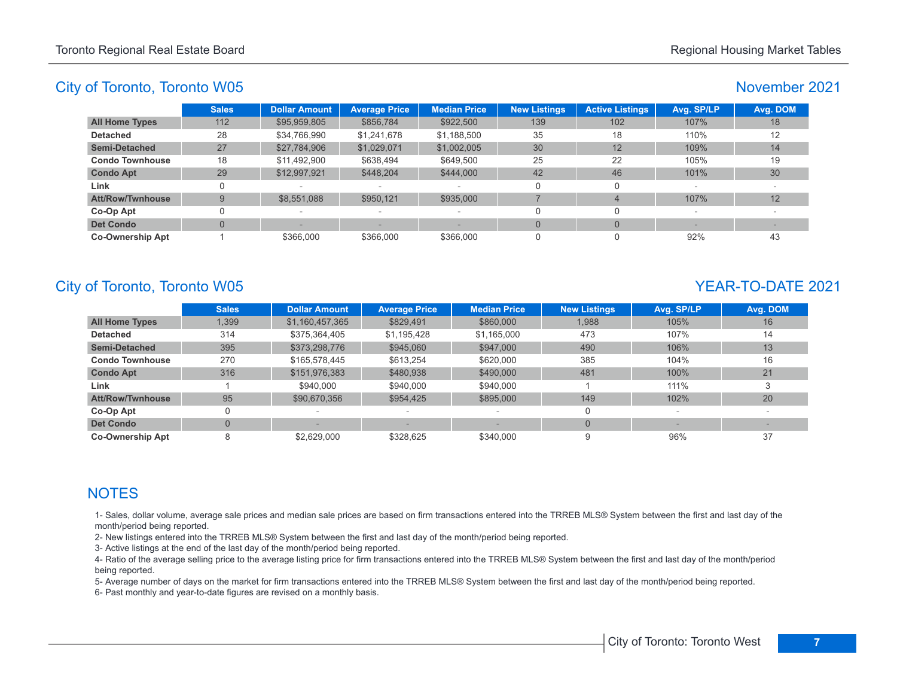## City of Toronto, Toronto W05

### November 2021

| | Sales | Dollar Amount | Average Price | Median Price | New Listings | Active Listings | Avg. SP/LP | Avg. DOM |
|---|---|---|---|---|---|---|---|---|
| **All Home Types** | 112 | $95,959,805 | $856,784 | $922,500 | 139 | 102 | 107% | 18 |
| **Detached** | 28 | $34,766,990 | $1,241,678 | $1,188,500 | 35 | 18 | 110% | 12 |
| **Semi-Detached** | 27 | $27,784,906 | $1,029,071 | $1,002,005 | 30 | 12 | 109% | 14 |
| **Condo Townhouse** | 18 | $11,492,900 | $638,494 | $649,500 | 25 | 22 | 105% | 19 |
| **Condo Apt** | 29 | $12,997,921 | $448,204 | $444,000 | 42 | 46 | 101% | 30 |
| **Link** | 0 | - | - | - | 0 | 0 | - | - |
| **Att/Row/Twnhouse** | 9 | $8,551,088 | $950,121 | $935,000 | 7 | 4 | 107% | 12 |
| **Co-Op Apt** | 0 | - | - | - | 0 | 0 | - | - |
| **Det Condo** | 0 | - | - | - | 0 | 0 | - | - |
| **Co-Ownership Apt** | 1 | $366,000 | $366,000 | $366,000 | 0 | 0 | 92% | 43 |

## City of Toronto, Toronto W05

### YEAR-TO-DATE 2021

| | Sales | Dollar Amount | Average Price | Median Price | New Listings | Avg. SP/LP | Avg. DOM |
|---|---|---|---|---|---|---|---|
| **All Home Types** | 1,399 | $1,160,457,365 | $829,491 | $860,000 | 1,988 | 105% | 16 |
| **Detached** | 314 | $375,364,405 | $1,195,428 | $1,165,000 | 473 | 107% | 14 |
| **Semi-Detached** | 395 | $373,298,776 | $945,060 | $947,000 | 490 | 106% | 13 |
| **Condo Townhouse** | 270 | $165,578,445 | $613,254 | $620,000 | 385 | 104% | 16 |
| **Condo Apt** | 316 | $151,976,383 | $480,938 | $490,000 | 481 | 100% | 21 |
| **Link** | 1 | $940,000 | $940,000 | $940,000 | 1 | 111% | 3 |
| **Att/Row/Twnhouse** | 95 | $90,670,356 | $954,425 | $895,000 | 149 | 102% | 20 |
| **Co-Op Apt** | 0 | - | - | - | 0 | - | - |
| **Det Condo** | 0 | - | - | - | 0 | - | - |
| **Co-Ownership Apt** | 8 | $2,629,000 | $328,625 | $340,000 | 9 | 96% | 37 |

## NOTES

1- Sales, dollar volume, average sale prices and median sale prices are based on firm transactions entered into the TRREB MLS® System between the first and last day of the month/period being reported.

2- New listings entered into the TRREB MLS® System between the first and last day of the month/period being reported.

3- Active listings at the end of the last day of the month/period being reported.

4- Ratio of the average selling price to the average listing price for firm transactions entered into the TRREB MLS® System between the first and last day of the month/period being reported.

5- Average number of days on the market for firm transactions entered into the TRREB MLS® System between the first and last day of the month/period being reported.

6- Past monthly and year-to-date figures are revised on a monthly basis.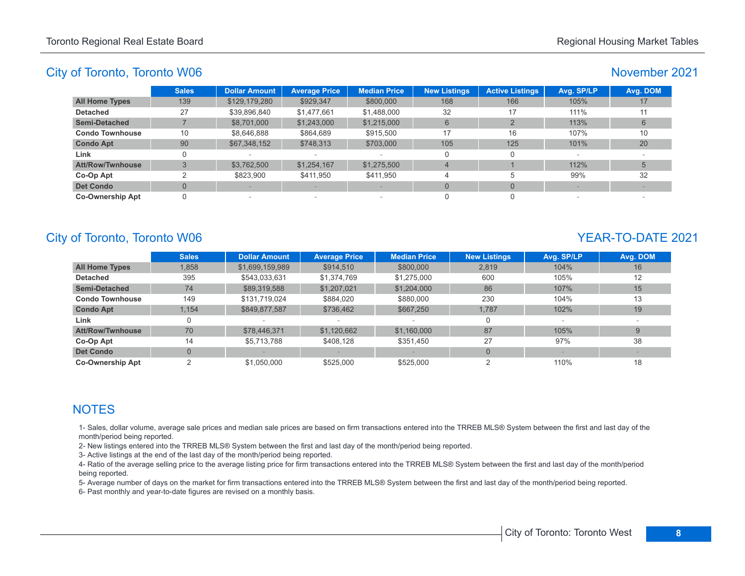## City of Toronto, Toronto W06

### November 2021

| | Sales | Dollar Amount | Average Price | Median Price | New Listings | Active Listings | Avg. SP/LP | Avg. DOM |
|---|---|---|---|---|---|---|---|---|
| **All Home Types** | 139 | $129,179,280 | $929,347 | $800,000 | 168 | 166 | 105% | 17 |
| **Detached** | 27 | $39,896,840 | $1,477,661 | $1,488,000 | 32 | 17 | 111% | 11 |
| **Semi-Detached** | 7 | $8,701,000 | $1,243,000 | $1,215,000 | 6 | 2 | 113% | 6 |
| **Condo Townhouse** | 10 | $8,646,888 | $864,689 | $915,500 | 17 | 16 | 107% | 10 |
| **Condo Apt** | 90 | $67,348,152 | $748,313 | $703,000 | 105 | 125 | 101% | 20 |
| **Link** | 0 | - | - | - | 0 | 0 | - | - |
| **Att/Row/Twnhouse** | 3 | $3,762,500 | $1,254,167 | $1,275,500 | 4 | 1 | 112% | 5 |
| **Co-Op Apt** | 2 | $823,900 | $411,950 | $411,950 | 4 | 5 | 99% | 32 |
| **Det Condo** | 0 | - | - | - | 0 | 0 | - | - |
| **Co-Ownership Apt** | 0 | - | - | - | 0 | 0 | - | - |

## City of Toronto, Toronto W06

### YEAR-TO-DATE 2021

| | Sales | Dollar Amount | Average Price | Median Price | New Listings | Avg. SP/LP | Avg. DOM |
|---|---|---|---|---|---|---|---|
| **All Home Types** | 1,858 | $1,699,159,989 | $914,510 | $800,000 | 2,819 | 104% | 16 |
| **Detached** | 395 | $543,033,631 | $1,374,769 | $1,275,000 | 600 | 105% | 12 |
| **Semi-Detached** | 74 | $89,319,588 | $1,207,021 | $1,204,000 | 86 | 107% | 15 |
| **Condo Townhouse** | 149 | $131,719,024 | $884,020 | $880,000 | 230 | 104% | 13 |
| **Condo Apt** | 1,154 | $849,877,587 | $736,462 | $667,250 | 1,787 | 102% | 19 |
| **Link** | 0 | - | - | - | 0 | - | - |
| **Att/Row/Twnhouse** | 70 | $78,446,371 | $1,120,662 | $1,160,000 | 87 | 105% | 9 |
| **Co-Op Apt** | 14 | $5,713,788 | $408,128 | $351,450 | 27 | 97% | 38 |
| **Det Condo** | 0 | - | - | - | 0 | - | - |
| **Co-Ownership Apt** | 2 | $1,050,000 | $525,000 | $525,000 | 2 | 110% | 18 |

## NOTES

1- Sales, dollar volume, average sale prices and median sale prices are based on firm transactions entered into the TRREB MLS® System between the first and last day of the month/period being reported.

2- New listings entered into the TRREB MLS® System between the first and last day of the month/period being reported.

3- Active listings at the end of the last day of the month/period being reported.

4- Ratio of the average selling price to the average listing price for firm transactions entered into the TRREB MLS® System between the first and last day of the month/period being reported.

5- Average number of days on the market for firm transactions entered into the TRREB MLS® System between the first and last day of the month/period being reported.

6- Past monthly and year-to-date figures are revised on a monthly basis.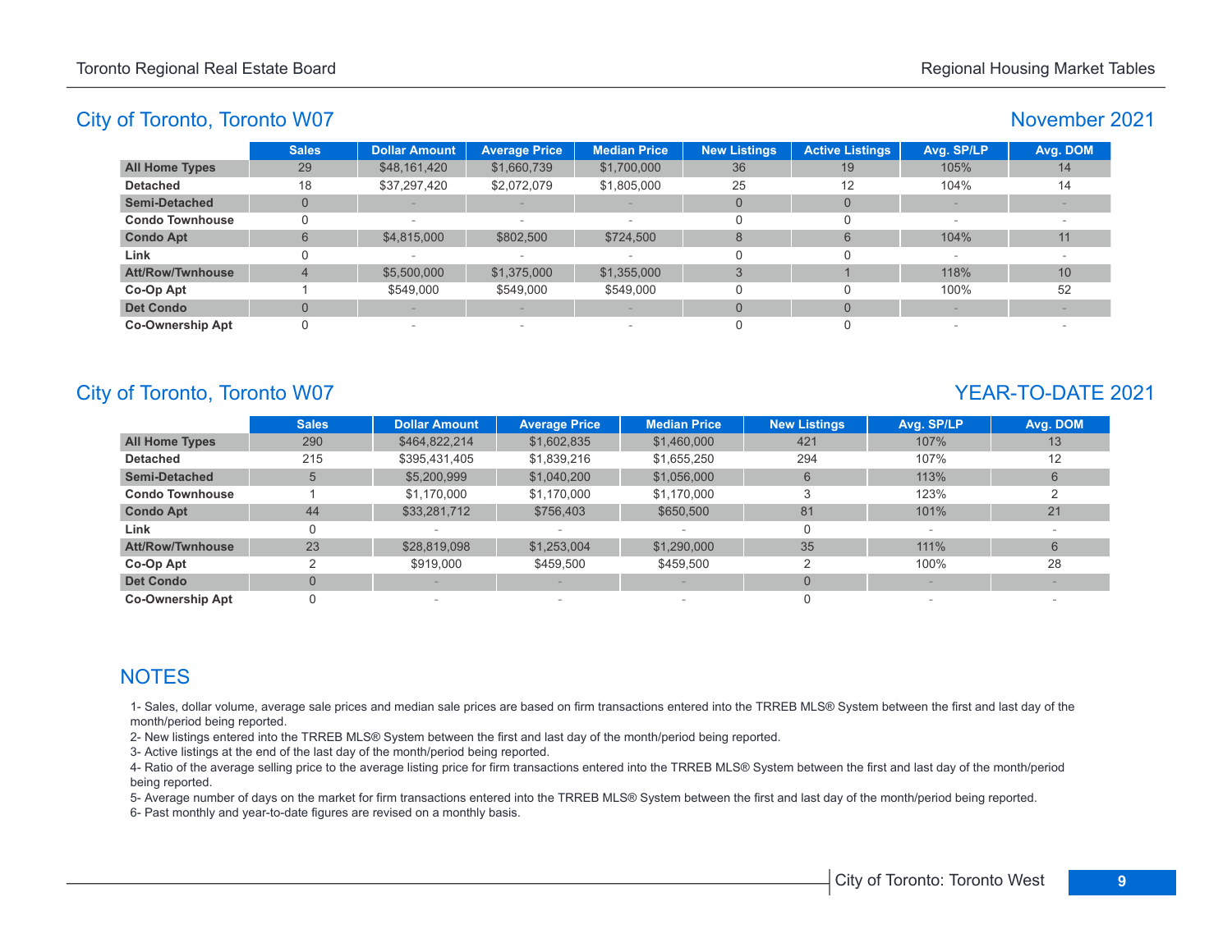## City of Toronto, Toronto W07

### November 2021

| | Sales | Dollar Amount | Average Price | Median Price | New Listings | Active Listings | Avg. SP/LP | Avg. DOM |
|---|---|---|---|---|---|---|---|---|
| **All Home Types** | 29 | $48,161,420 | $1,660,739 | $1,700,000 | 36 | 19 | 105% | 14 |
| **Detached** | 18 | $37,297,420 | $2,072,079 | $1,805,000 | 25 | 12 | 104% | 14 |
| **Semi-Detached** | 0 | - | - | - | 0 | 0 | - | - |
| **Condo Townhouse** | 0 | - | - | - | 0 | 0 | - | - |
| **Condo Apt** | 6 | $4,815,000 | $802,500 | $724,500 | 8 | 6 | 104% | 11 |
| **Link** | 0 | - | - | - | 0 | 0 | - | - |
| **Att/Row/Twnhouse** | 4 | $5,500,000 | $1,375,000 | $1,355,000 | 3 | 1 | 118% | 10 |
| **Co-Op Apt** | 1 | $549,000 | $549,000 | $549,000 | 0 | 0 | 100% | 52 |
| **Det Condo** | 0 | - | - | - | 0 | 0 | - | - |
| **Co-Ownership Apt** | 0 | - | - | - | 0 | 0 | - | - |

## City of Toronto, Toronto W07

### YEAR-TO-DATE 2021

| | Sales | Dollar Amount | Average Price | Median Price | New Listings | Avg. SP/LP | Avg. DOM |
|---|---|---|---|---|---|---|---|
| **All Home Types** | 290 | $464,822,214 | $1,602,835 | $1,460,000 | 421 | 107% | 13 |
| **Detached** | 215 | $395,431,405 | $1,839,216 | $1,655,250 | 294 | 107% | 12 |
| **Semi-Detached** | 5 | $5,200,999 | $1,040,200 | $1,056,000 | 6 | 113% | 6 |
| **Condo Townhouse** | 1 | $1,170,000 | $1,170,000 | $1,170,000 | 3 | 123% | 2 |
| **Condo Apt** | 44 | $33,281,712 | $756,403 | $650,500 | 81 | 101% | 21 |
| **Link** | 0 | - | - | - | 0 | - | - |
| **Att/Row/Twnhouse** | 23 | $28,819,098 | $1,253,004 | $1,290,000 | 35 | 111% | 6 |
| **Co-Op Apt** | 2 | $919,000 | $459,500 | $459,500 | 2 | 100% | 28 |
| **Det Condo** | 0 | - | - | - | 0 | - | - |
| **Co-Ownership Apt** | 0 | - | - | - | 0 | - | - |

## NOTES

1- Sales, dollar volume, average sale prices and median sale prices are based on firm transactions entered into the TRREB MLS® System between the first and last day of the month/period being reported.

2- New listings entered into the TRREB MLS® System between the first and last day of the month/period being reported.

3- Active listings at the end of the last day of the month/period being reported.

4- Ratio of the average selling price to the average listing price for firm transactions entered into the TRREB MLS® System between the first and last day of the month/period being reported.

5- Average number of days on the market for firm transactions entered into the TRREB MLS® System between the first and last day of the month/period being reported.

6- Past monthly and year-to-date figures are revised on a monthly basis.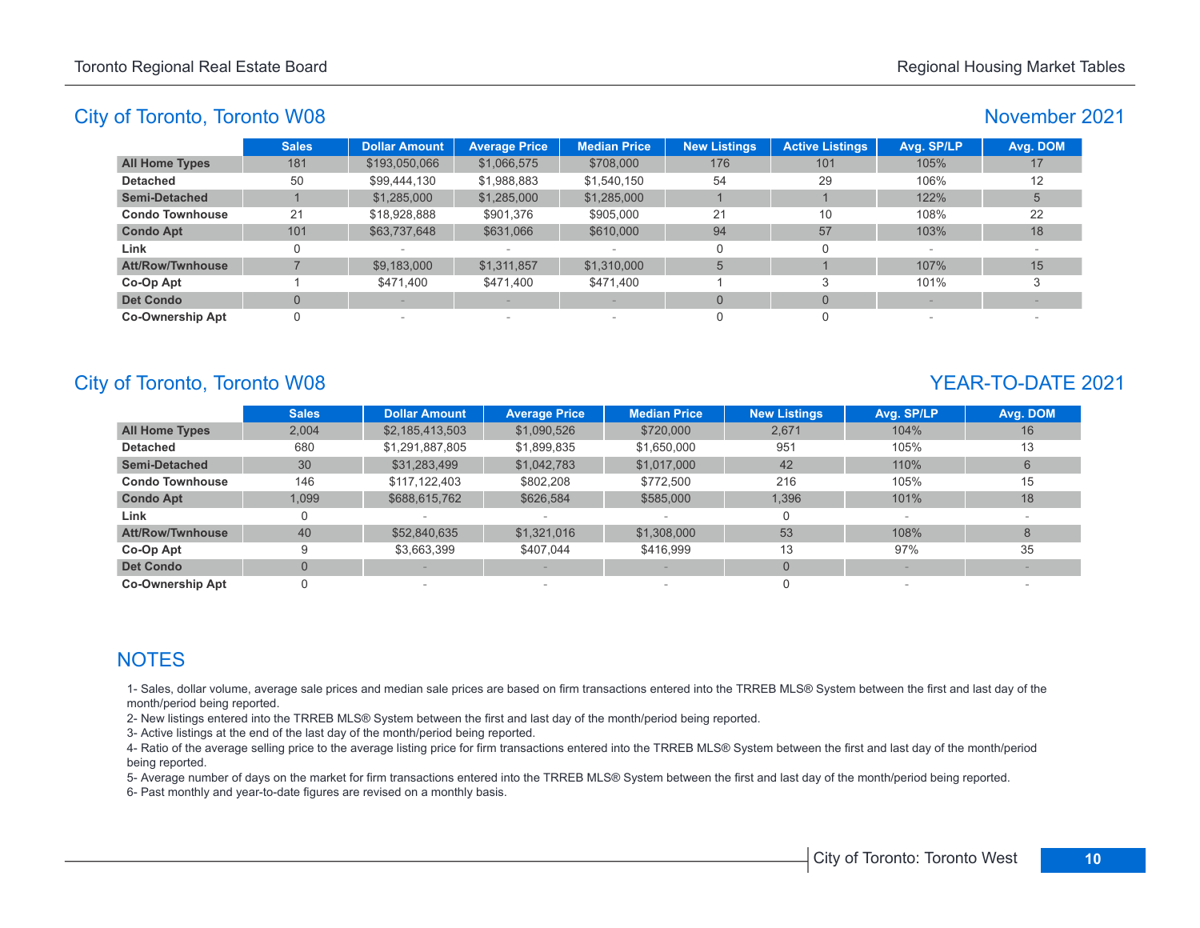## City of Toronto, Toronto W08

### November 2021

| | Sales | Dollar Amount | Average Price | Median Price | New Listings | Active Listings | Avg. SP/LP | Avg. DOM |
|---|---|---|---|---|---|---|---|---|
| **All Home Types** | 181 | $193,050,066 | $1,066,575 | $708,000 | 176 | 101 | 105% | 17 |
| **Detached** | 50 | $99,444,130 | $1,988,883 | $1,540,150 | 54 | 29 | 106% | 12 |
| **Semi-Detached** | 1 | $1,285,000 | $1,285,000 | $1,285,000 | 1 | 1 | 122% | 5 |
| **Condo Townhouse** | 21 | $18,928,888 | $901,376 | $905,000 | 21 | 10 | 108% | 22 |
| **Condo Apt** | 101 | $63,737,648 | $631,066 | $610,000 | 94 | 57 | 103% | 18 |
| **Link** | 0 | - | - | - | 0 | 0 | - | - |
| **Att/Row/Twnhouse** | 7 | $9,183,000 | $1,311,857 | $1,310,000 | 5 | 1 | 107% | 15 |
| **Co-Op Apt** | 1 | $471,400 | $471,400 | $471,400 | 1 | 3 | 101% | 3 |
| **Det Condo** | 0 | - | - | - | 0 | 0 | - | - |
| **Co-Ownership Apt** | 0 | - | - | - | 0 | 0 | - | - |

## City of Toronto, Toronto W08

### YEAR-TO-DATE 2021

| | Sales | Dollar Amount | Average Price | Median Price | New Listings | Avg. SP/LP | Avg. DOM |
|---|---|---|---|---|---|---|---|
| **All Home Types** | 2,004 | $2,185,413,503 | $1,090,526 | $720,000 | 2,671 | 104% | 16 |
| **Detached** | 680 | $1,291,887,805 | $1,899,835 | $1,650,000 | 951 | 105% | 13 |
| **Semi-Detached** | 30 | $31,283,499 | $1,042,783 | $1,017,000 | 42 | 110% | 6 |
| **Condo Townhouse** | 146 | $117,122,403 | $802,208 | $772,500 | 216 | 105% | 15 |
| **Condo Apt** | 1,099 | $688,615,762 | $626,584 | $585,000 | 1,396 | 101% | 18 |
| **Link** | 0 | - | - | - | 0 | - | - |
| **Att/Row/Twnhouse** | 40 | $52,840,635 | $1,321,016 | $1,308,000 | 53 | 108% | 8 |
| **Co-Op Apt** | 9 | $3,663,399 | $407,044 | $416,999 | 13 | 97% | 35 |
| **Det Condo** | 0 | - | - | - | 0 | - | - |
| **Co-Ownership Apt** | 0 | - | - | - | 0 | - | - |

## NOTES

1- Sales, dollar volume, average sale prices and median sale prices are based on firm transactions entered into the TRREB MLS® System between the first and last day of the month/period being reported.

2- New listings entered into the TRREB MLS® System between the first and last day of the month/period being reported.

3- Active listings at the end of the last day of the month/period being reported.

4- Ratio of the average selling price to the average listing price for firm transactions entered into the TRREB MLS® System between the first and last day of the month/period being reported.

5- Average number of days on the market for firm transactions entered into the TRREB MLS® System between the first and last day of the month/period being reported.

6- Past monthly and year-to-date figures are revised on a monthly basis.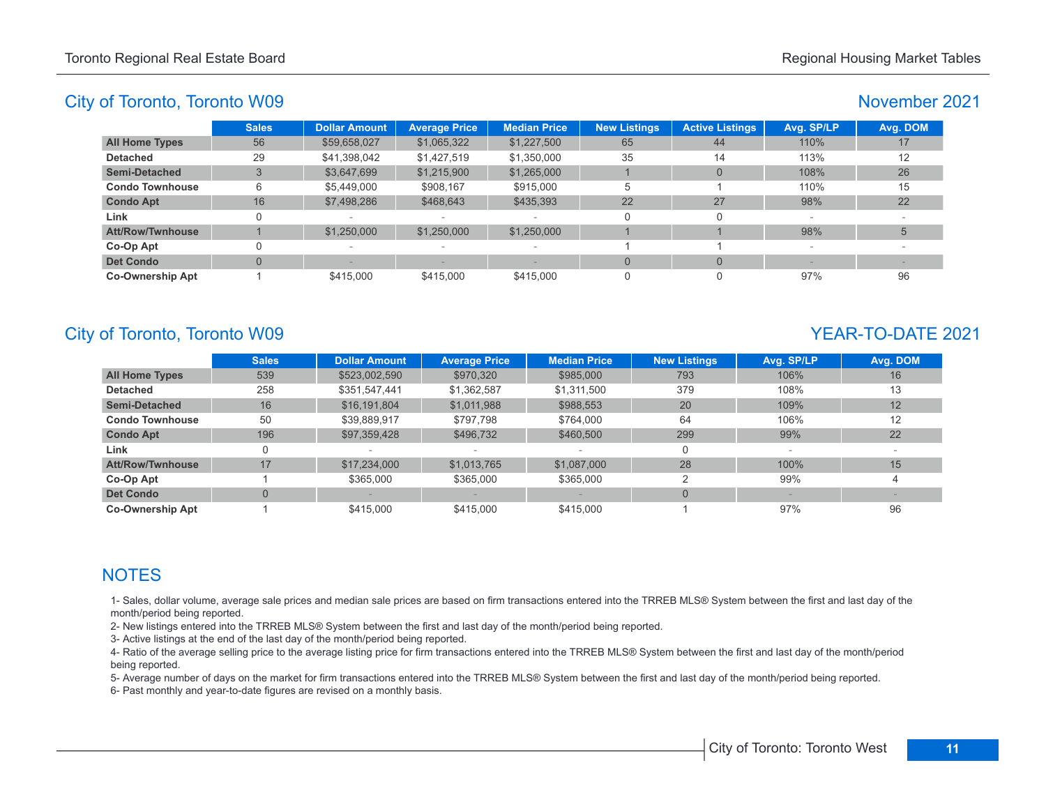## City of Toronto, Toronto W09

### November 2021

| | Sales | Dollar Amount | Average Price | Median Price | New Listings | Active Listings | Avg. SP/LP | Avg. DOM |
|---|---|---|---|---|---|---|---|---|
| **All Home Types** | 56 | $59,658,027 | $1,065,322 | $1,227,500 | 65 | 44 | 110% | 17 |
| **Detached** | 29 | $41,398,042 | $1,427,519 | $1,350,000 | 35 | 14 | 113% | 12 |
| **Semi-Detached** | 3 | $3,647,699 | $1,215,900 | $1,265,000 | 1 | 0 | 108% | 26 |
| **Condo Townhouse** | 6 | $5,449,000 | $908,167 | $915,000 | 5 | 1 | 110% | 15 |
| **Condo Apt** | 16 | $7,498,286 | $468,643 | $435,393 | 22 | 27 | 98% | 22 |
| **Link** | 0 | - | - | - | 0 | 0 | - | - |
| **Att/Row/Twnhouse** | 1 | $1,250,000 | $1,250,000 | $1,250,000 | 1 | 1 | 98% | 5 |
| **Co-Op Apt** | 0 | - | - | - | 1 | 1 | - | - |
| **Det Condo** | 0 | - | - | - | 0 | 0 | - | - |
| **Co-Ownership Apt** | 1 | $415,000 | $415,000 | $415,000 | 0 | 0 | 97% | 96 |

## City of Toronto, Toronto W09

### YEAR-TO-DATE 2021

| | Sales | Dollar Amount | Average Price | Median Price | New Listings | Avg. SP/LP | Avg. DOM |
|---|---|---|---|---|---|---|---|
| **All Home Types** | 539 | $523,002,590 | $970,320 | $985,000 | 793 | 106% | 16 |
| **Detached** | 258 | $351,547,441 | $1,362,587 | $1,311,500 | 379 | 108% | 13 |
| **Semi-Detached** | 16 | $16,191,804 | $1,011,988 | $988,553 | 20 | 109% | 12 |
| **Condo Townhouse** | 50 | $39,889,917 | $797,798 | $764,000 | 64 | 106% | 12 |
| **Condo Apt** | 196 | $97,359,428 | $496,732 | $460,500 | 299 | 99% | 22 |
| **Link** | 0 | - | - | - | 0 | - | - |
| **Att/Row/Twnhouse** | 17 | $17,234,000 | $1,013,765 | $1,087,000 | 28 | 100% | 15 |
| **Co-Op Apt** | 1 | $365,000 | $365,000 | $365,000 | 2 | 99% | 4 |
| **Det Condo** | 0 | - | - | - | 0 | - | - |
| **Co-Ownership Apt** | 1 | $415,000 | $415,000 | $415,000 | 1 | 97% | 96 |

## NOTES

1- Sales, dollar volume, average sale prices and median sale prices are based on firm transactions entered into the TRREB MLS® System between the first and last day of the month/period being reported.

2- New listings entered into the TRREB MLS® System between the first and last day of the month/period being reported.

3- Active listings at the end of the last day of the month/period being reported.

4- Ratio of the average selling price to the average listing price for firm transactions entered into the TRREB MLS® System between the first and last day of the month/period being reported.

5- Average number of days on the market for firm transactions entered into the TRREB MLS® System between the first and last day of the month/period being reported.

6- Past monthly and year-to-date figures are revised on a monthly basis.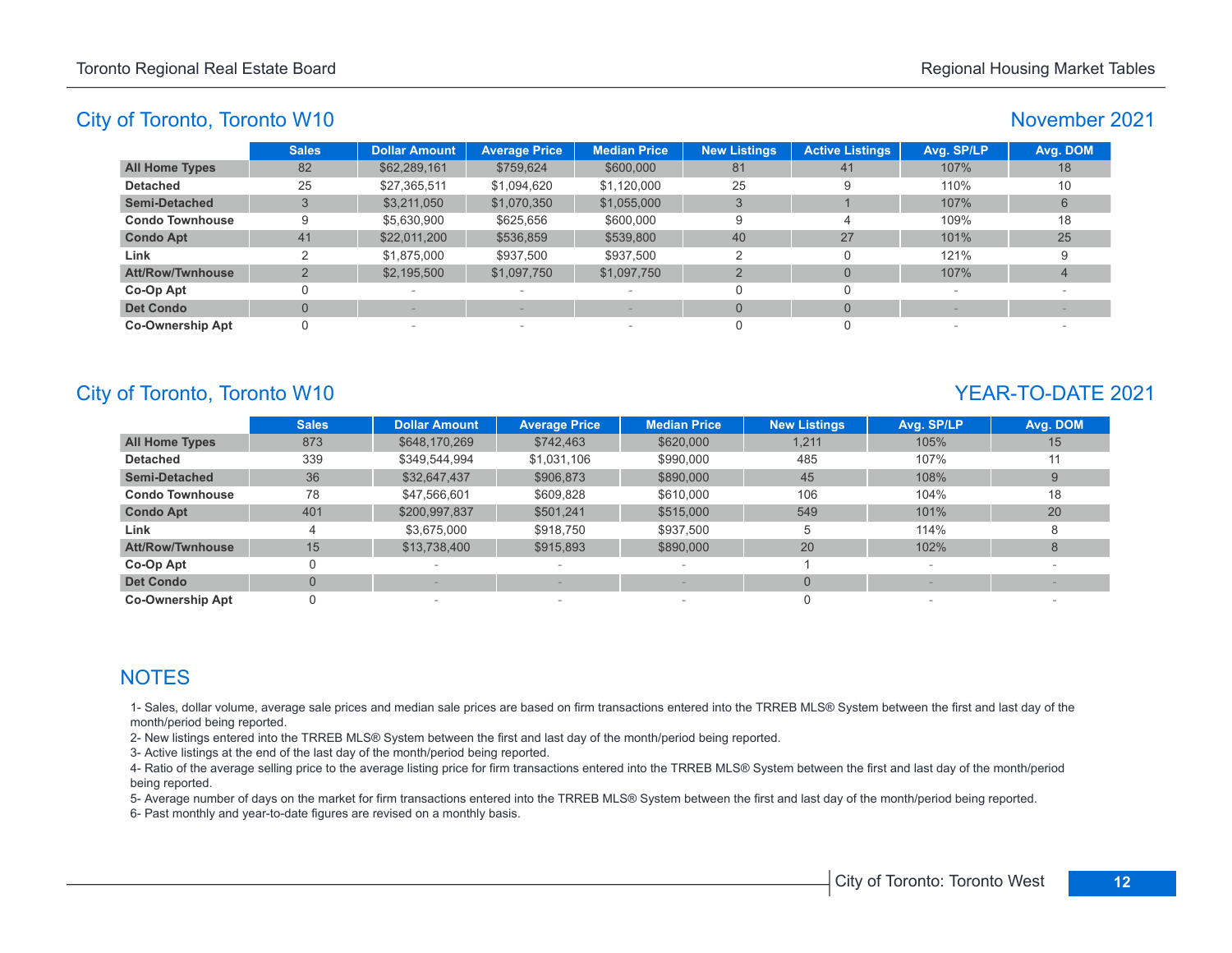## City of Toronto, Toronto W10

November 2021

| | Sales | Dollar Amount | Average Price | Median Price | New Listings | Active Listings | Avg. SP/LP | Avg. DOM |
|---|---|---|---|---|---|---|---|---|
| **All Home Types** | 82 | $62,289,161 | $759,624 | $600,000 | 81 | 41 | 107% | 18 |
| **Detached** | 25 | $27,365,511 | $1,094,620 | $1,120,000 | 25 | 9 | 110% | 10 |
| **Semi-Detached** | 3 | $3,211,050 | $1,070,350 | $1,055,000 | 3 | 1 | 107% | 6 |
| **Condo Townhouse** | 9 | $5,630,900 | $625,656 | $600,000 | 9 | 4 | 109% | 18 |
| **Condo Apt** | 41 | $22,011,200 | $536,859 | $539,800 | 40 | 27 | 101% | 25 |
| **Link** | 2 | $1,875,000 | $937,500 | $937,500 | 2 | 0 | 121% | 9 |
| **Att/Row/Twnhouse** | 2 | $2,195,500 | $1,097,750 | $1,097,750 | 2 | 0 | 107% | 4 |
| **Co-Op Apt** | 0 | - | - | - | 0 | 0 | - | - |
| **Det Condo** | 0 | - | - | - | 0 | 0 | - | - |
| **Co-Ownership Apt** | 0 | - | - | - | 0 | 0 | - | - |

## City of Toronto, Toronto W10

YEAR-TO-DATE 2021

| | Sales | Dollar Amount | Average Price | Median Price | New Listings | Avg. SP/LP | Avg. DOM |
|---|---|---|---|---|---|---|---|
| **All Home Types** | 873 | $648,170,269 | $742,463 | $620,000 | 1,211 | 105% | 15 |
| **Detached** | 339 | $349,544,994 | $1,031,106 | $990,000 | 485 | 107% | 11 |
| **Semi-Detached** | 36 | $32,647,437 | $906,873 | $890,000 | 45 | 108% | 9 |
| **Condo Townhouse** | 78 | $47,566,601 | $609,828 | $610,000 | 106 | 104% | 18 |
| **Condo Apt** | 401 | $200,997,837 | $501,241 | $515,000 | 549 | 101% | 20 |
| **Link** | 4 | $3,675,000 | $918,750 | $937,500 | 5 | 114% | 8 |
| **Att/Row/Twnhouse** | 15 | $13,738,400 | $915,893 | $890,000 | 20 | 102% | 8 |
| **Co-Op Apt** | 0 | - | - | - | 1 | - | - |
| **Det Condo** | 0 | - | - | - | 0 | - | - |
| **Co-Ownership Apt** | 0 | - | - | - | 0 | - | - |

## NOTES

1- Sales, dollar volume, average sale prices and median sale prices are based on firm transactions entered into the TRREB MLS® System between the first and last day of the month/period being reported.

2- New listings entered into the TRREB MLS® System between the first and last day of the month/period being reported.

3- Active listings at the end of the last day of the month/period being reported.

4- Ratio of the average selling price to the average listing price for firm transactions entered into the TRREB MLS® System between the first and last day of the month/period being reported.

5- Average number of days on the market for firm transactions entered into the TRREB MLS® System between the first and last day of the month/period being reported.

6- Past monthly and year-to-date figures are revised on a monthly basis.